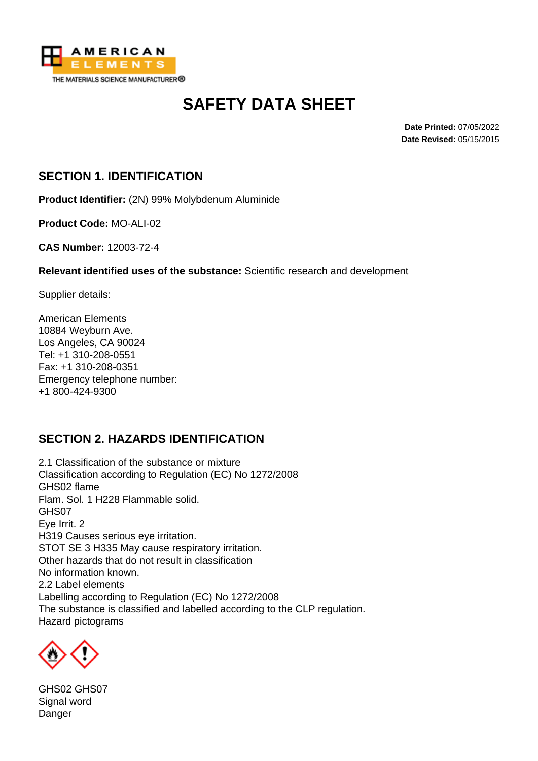AMERICAN ELEMENTS
THE MATERIALS SCIENCE MANUFACTURER®

# SAFETY DATA SHEET

**Date Printed:** 07/05/2022
**Date Revised:** 05/15/2015

## SECTION 1. IDENTIFICATION

**Product Identifier:** (2N) 99% Molybdenum Aluminide

**Product Code:** MO-ALI-02

**CAS Number:** 12003-72-4

**Relevant identified uses of the substance:** Scientific research and development

Supplier details:

American Elements
10884 Weyburn Ave.
Los Angeles, CA 90024
Tel: +1 310-208-0551
Fax: +1 310-208-0351
Emergency telephone number:
+1 800-424-9300

## SECTION 2. HAZARDS IDENTIFICATION

2.1 Classification of the substance or mixture
Classification according to Regulation (EC) No 1272/2008
GHS02 flame
Flam. Sol. 1 H228 Flammable solid.
GHS07
Eye Irrit. 2
H319 Causes serious eye irritation.
STOT SE 3 H335 May cause respiratory irritation.
Other hazards that do not result in classification
No information known.
2.2 Label elements
Labelling according to Regulation (EC) No 1272/2008
The substance is classified and labelled according to the CLP regulation.
Hazard pictograms

GHS02 GHS07
Signal word
Danger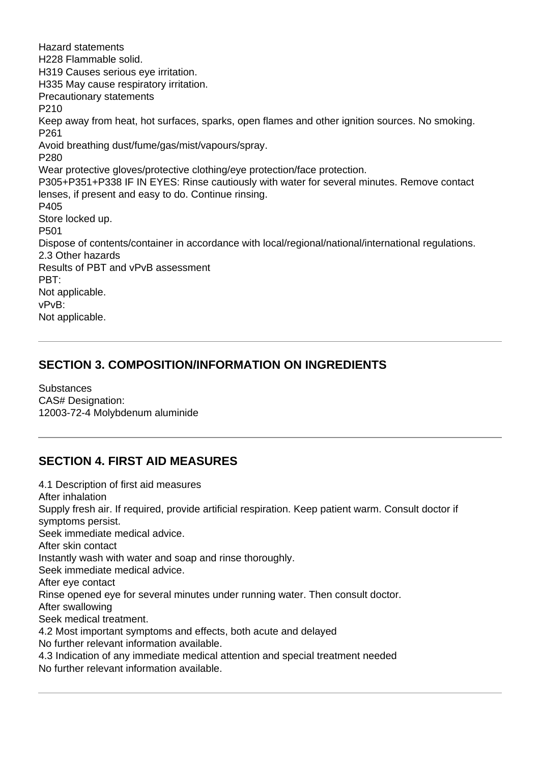Hazard statements

H228 Flammable solid.

H319 Causes serious eye irritation.

H335 May cause respiratory irritation.

Precautionary statements

P210

Keep away from heat, hot surfaces, sparks, open flames and other ignition sources. No smoking.

P261

Avoid breathing dust/fume/gas/mist/vapours/spray.

P280

Wear protective gloves/protective clothing/eye protection/face protection.

P305+P351+P338 IF IN EYES: Rinse cautiously with water for several minutes. Remove contact lenses, if present and easy to do. Continue rinsing.

P405

Store locked up.

P501

Dispose of contents/container in accordance with local/regional/national/international regulations.

2.3 Other hazards

Results of PBT and vPvB assessment

PBT:

Not applicable.

vPvB:

Not applicable.

---

## SECTION 3. COMPOSITION/INFORMATION ON INGREDIENTS

Substances

CAS# Designation:

12003-72-4 Molybdenum aluminide

---

## SECTION 4. FIRST AID MEASURES

4.1 Description of first aid measures

After inhalation

Supply fresh air. If required, provide artificial respiration. Keep patient warm. Consult doctor if symptoms persist.

Seek immediate medical advice.

After skin contact

Instantly wash with water and soap and rinse thoroughly.

Seek immediate medical advice.

After eye contact

Rinse opened eye for several minutes under running water. Then consult doctor.

After swallowing

Seek medical treatment.

4.2 Most important symptoms and effects, both acute and delayed

No further relevant information available.

4.3 Indication of any immediate medical attention and special treatment needed

No further relevant information available.

---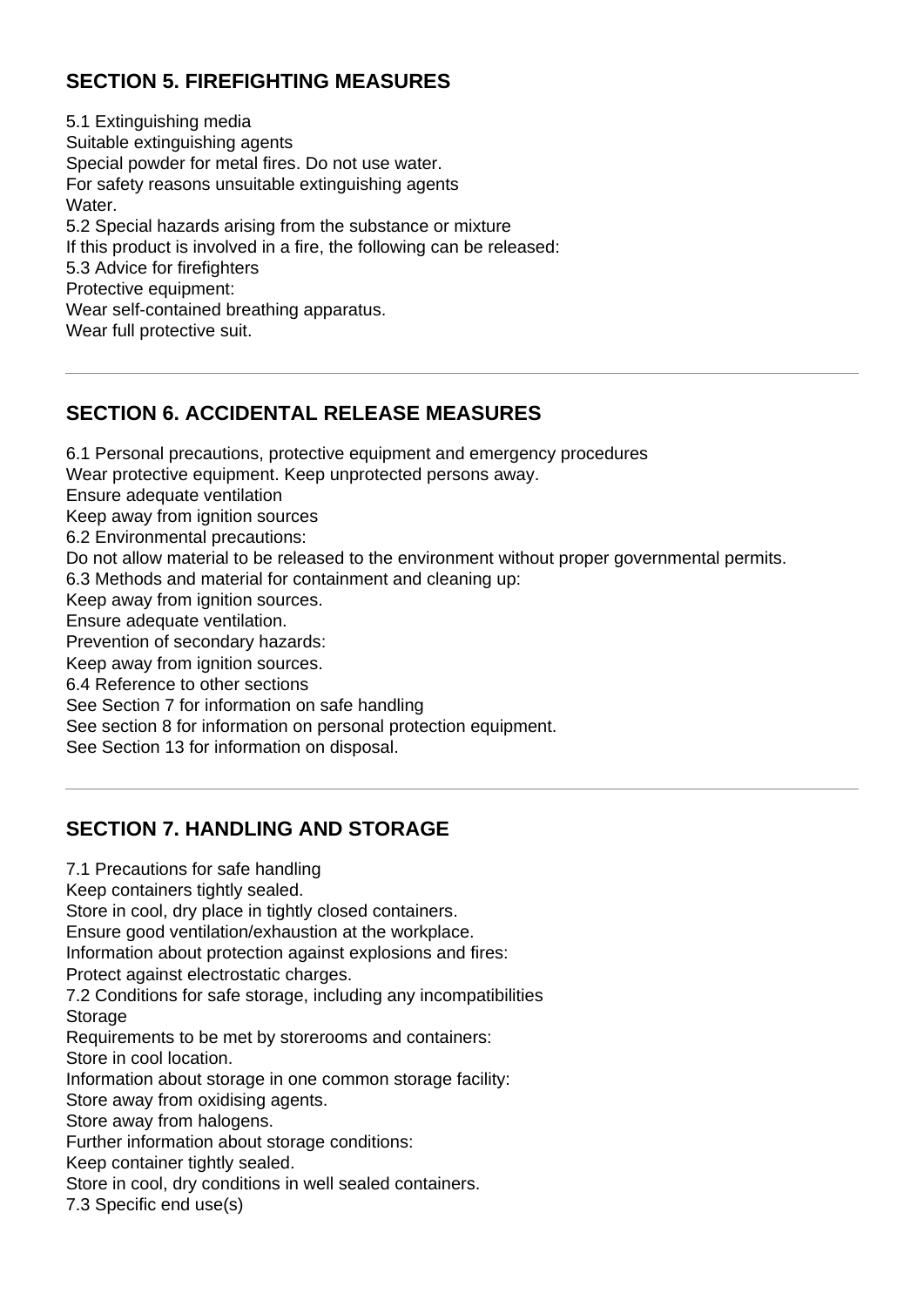## SECTION 5. FIREFIGHTING MEASURES

5.1 Extinguishing media
Suitable extinguishing agents
Special powder for metal fires. Do not use water.
For safety reasons unsuitable extinguishing agents
Water.
5.2 Special hazards arising from the substance or mixture
If this product is involved in a fire, the following can be released:
5.3 Advice for firefighters
Protective equipment:
Wear self-contained breathing apparatus.
Wear full protective suit.

---

## SECTION 6. ACCIDENTAL RELEASE MEASURES

6.1 Personal precautions, protective equipment and emergency procedures
Wear protective equipment. Keep unprotected persons away.
Ensure adequate ventilation
Keep away from ignition sources
6.2 Environmental precautions:
Do not allow material to be released to the environment without proper governmental permits.
6.3 Methods and material for containment and cleaning up:
Keep away from ignition sources.
Ensure adequate ventilation.
Prevention of secondary hazards:
Keep away from ignition sources.
6.4 Reference to other sections
See Section 7 for information on safe handling
See section 8 for information on personal protection equipment.
See Section 13 for information on disposal.

---

## SECTION 7. HANDLING AND STORAGE

7.1 Precautions for safe handling
Keep containers tightly sealed.
Store in cool, dry place in tightly closed containers.
Ensure good ventilation/exhaustion at the workplace.
Information about protection against explosions and fires:
Protect against electrostatic charges.
7.2 Conditions for safe storage, including any incompatibilities
Storage
Requirements to be met by storerooms and containers:
Store in cool location.
Information about storage in one common storage facility:
Store away from oxidising agents.
Store away from halogens.
Further information about storage conditions:
Keep container tightly sealed.
Store in cool, dry conditions in well sealed containers.
7.3 Specific end use(s)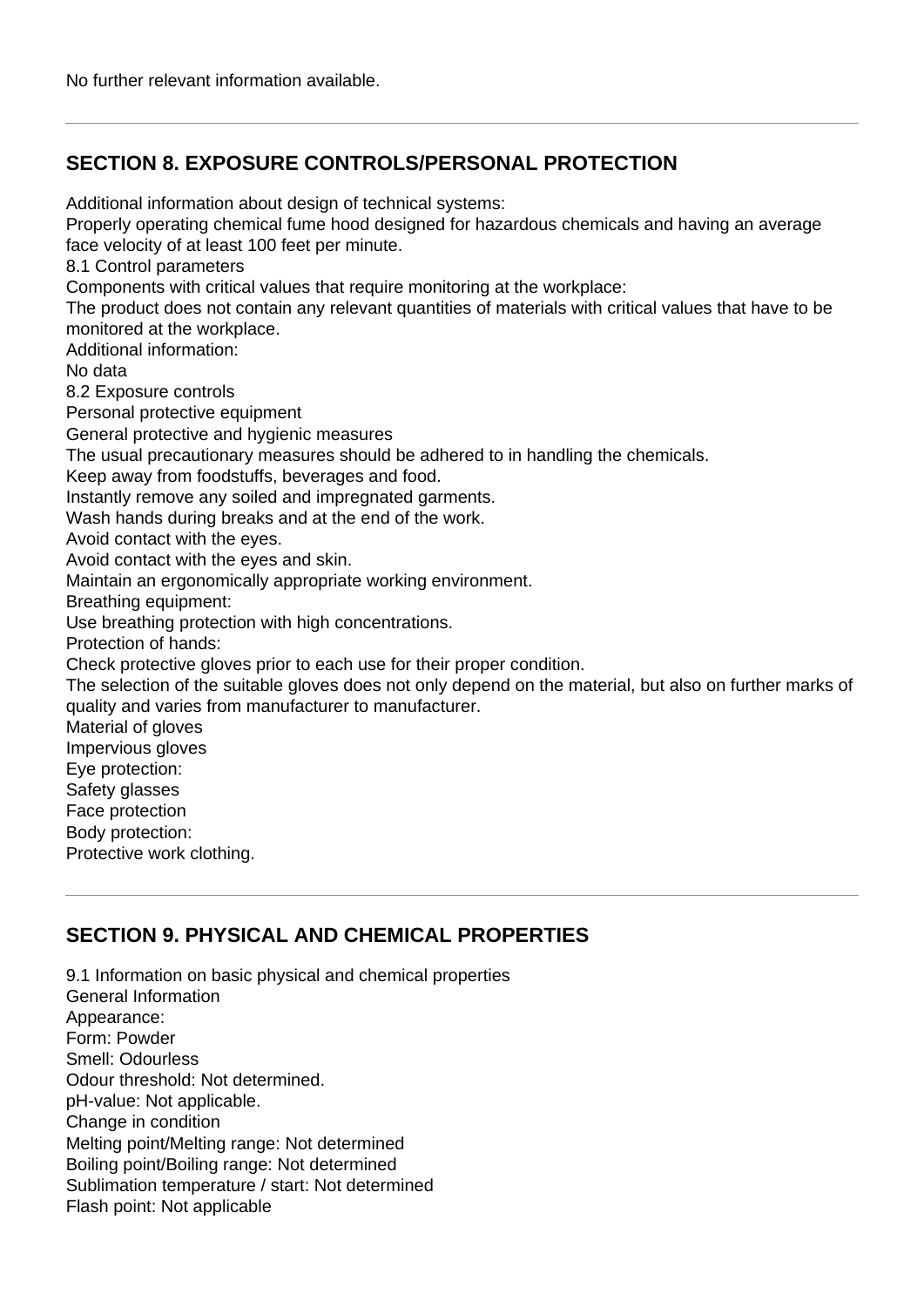No further relevant information available.

---

## SECTION 8. EXPOSURE CONTROLS/PERSONAL PROTECTION

Additional information about design of technical systems:
Properly operating chemical fume hood designed for hazardous chemicals and having an average face velocity of at least 100 feet per minute.
8.1 Control parameters
Components with critical values that require monitoring at the workplace:
The product does not contain any relevant quantities of materials with critical values that have to be monitored at the workplace.
Additional information:
No data
8.2 Exposure controls
Personal protective equipment
General protective and hygienic measures
The usual precautionary measures should be adhered to in handling the chemicals.
Keep away from foodstuffs, beverages and food.
Instantly remove any soiled and impregnated garments.
Wash hands during breaks and at the end of the work.
Avoid contact with the eyes.
Avoid contact with the eyes and skin.
Maintain an ergonomically appropriate working environment.
Breathing equipment:
Use breathing protection with high concentrations.
Protection of hands:
Check protective gloves prior to each use for their proper condition.
The selection of the suitable gloves does not only depend on the material, but also on further marks of quality and varies from manufacturer to manufacturer.
Material of gloves
Impervious gloves
Eye protection:
Safety glasses
Face protection
Body protection:
Protective work clothing.

---

## SECTION 9. PHYSICAL AND CHEMICAL PROPERTIES

9.1 Information on basic physical and chemical properties
General Information
Appearance:
Form: Powder
Smell: Odourless
Odour threshold: Not determined.
pH-value: Not applicable.
Change in condition
Melting point/Melting range: Not determined
Boiling point/Boiling range: Not determined
Sublimation temperature / start: Not determined
Flash point: Not applicable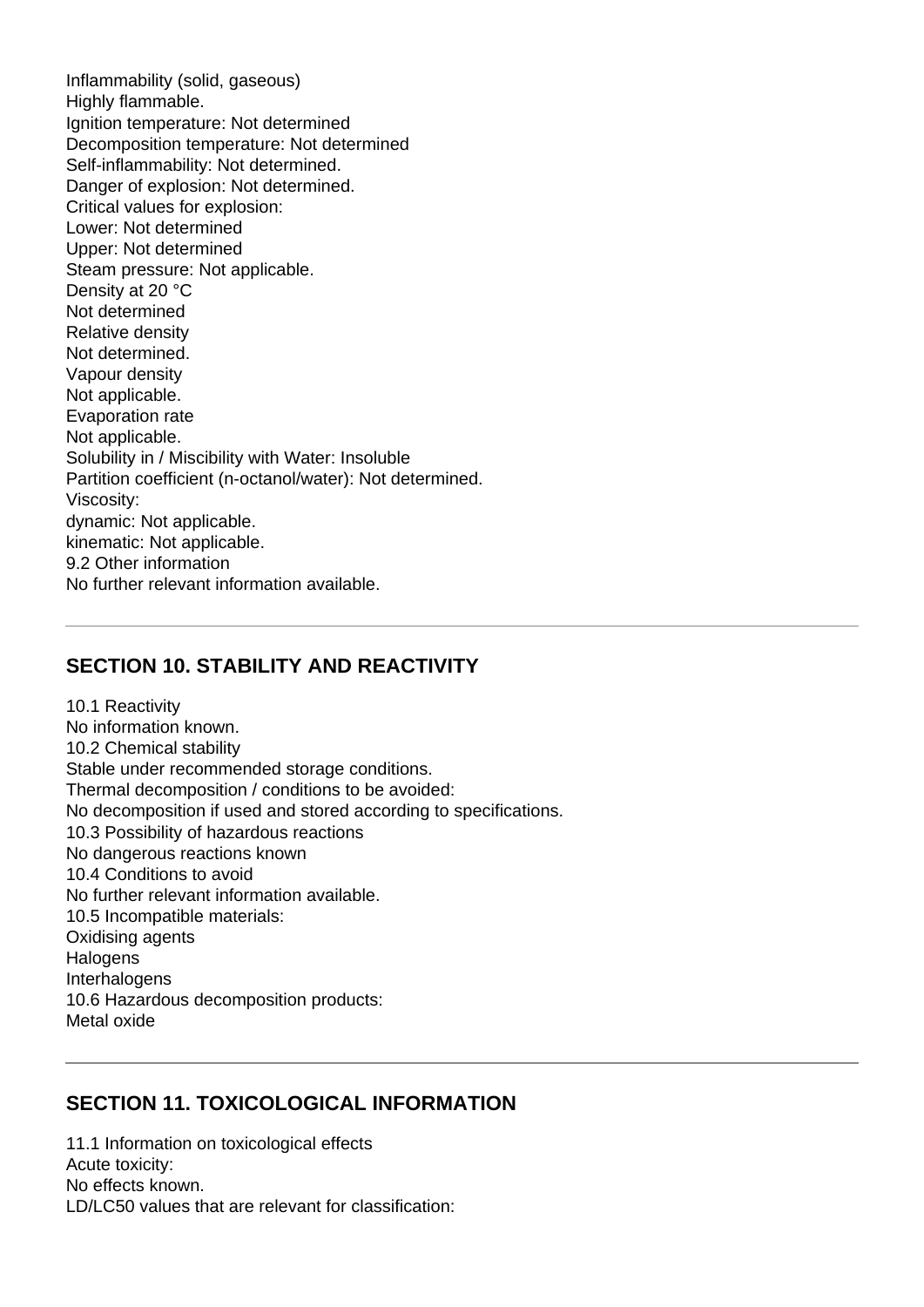Inflammability (solid, gaseous)
Highly flammable.
Ignition temperature: Not determined
Decomposition temperature: Not determined
Self-inflammability: Not determined.
Danger of explosion: Not determined.
Critical values for explosion:
Lower: Not determined
Upper: Not determined
Steam pressure: Not applicable.
Density at 20 °C
Not determined
Relative density
Not determined.
Vapour density
Not applicable.
Evaporation rate
Not applicable.
Solubility in / Miscibility with Water: Insoluble
Partition coefficient (n-octanol/water): Not determined.
Viscosity:
dynamic: Not applicable.
kinematic: Not applicable.
9.2 Other information
No further relevant information available.

---

## SECTION 10. STABILITY AND REACTIVITY

10.1 Reactivity
No information known.
10.2 Chemical stability
Stable under recommended storage conditions.
Thermal decomposition / conditions to be avoided:
No decomposition if used and stored according to specifications.
10.3 Possibility of hazardous reactions
No dangerous reactions known
10.4 Conditions to avoid
No further relevant information available.
10.5 Incompatible materials:
Oxidising agents
Halogens
Interhalogens
10.6 Hazardous decomposition products:
Metal oxide

---

## SECTION 11. TOXICOLOGICAL INFORMATION

11.1 Information on toxicological effects
Acute toxicity:
No effects known.
LD/LC50 values that are relevant for classification: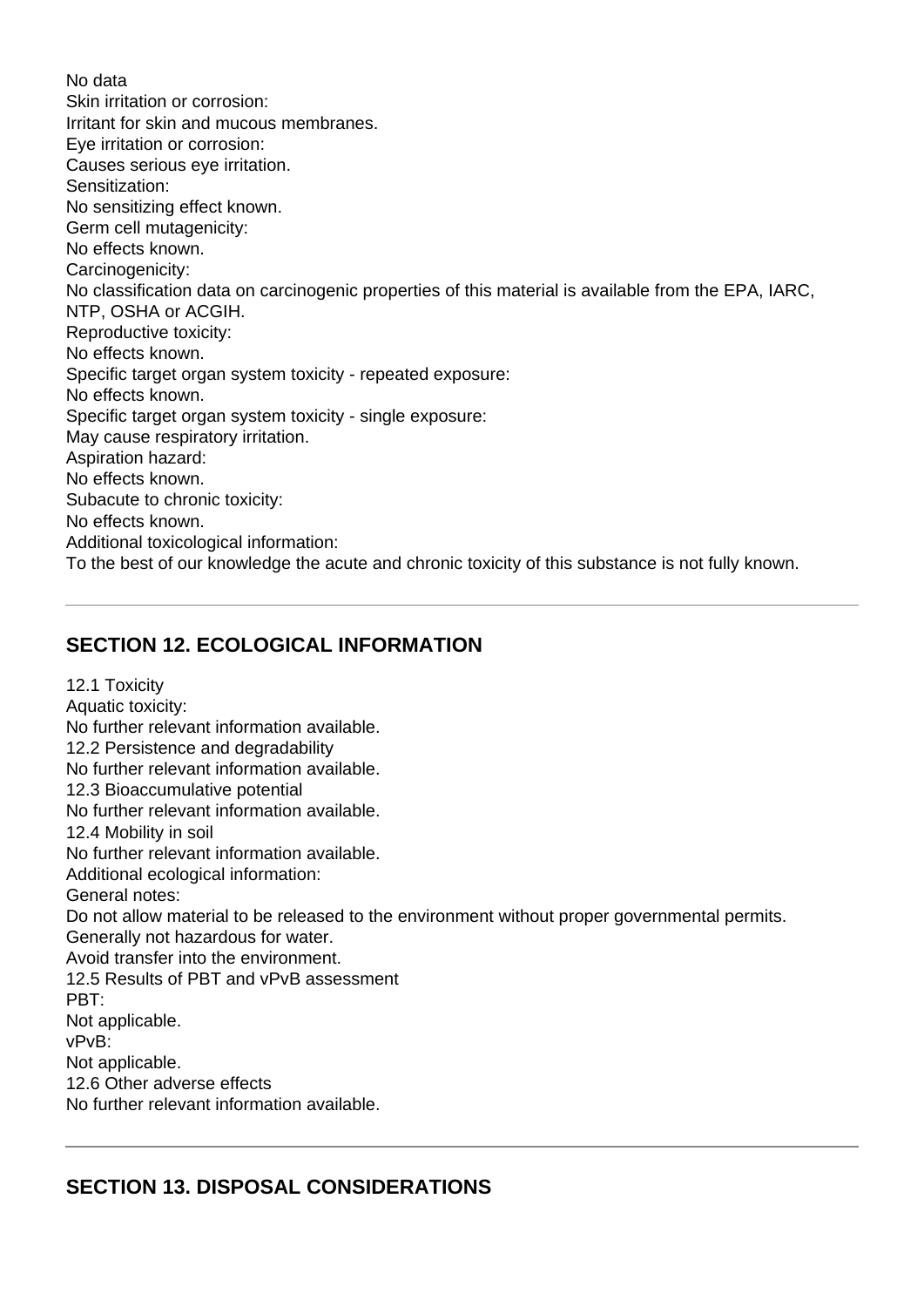No data
Skin irritation or corrosion:
Irritant for skin and mucous membranes.
Eye irritation or corrosion:
Causes serious eye irritation.
Sensitization:
No sensitizing effect known.
Germ cell mutagenicity:
No effects known.
Carcinogenicity:
No classification data on carcinogenic properties of this material is available from the EPA, IARC, NTP, OSHA or ACGIH.
Reproductive toxicity:
No effects known.
Specific target organ system toxicity - repeated exposure:
No effects known.
Specific target organ system toxicity - single exposure:
May cause respiratory irritation.
Aspiration hazard:
No effects known.
Subacute to chronic toxicity:
No effects known.
Additional toxicological information:
To the best of our knowledge the acute and chronic toxicity of this substance is not fully known.

---

## SECTION 12. ECOLOGICAL INFORMATION

12.1 Toxicity
Aquatic toxicity:
No further relevant information available.
12.2 Persistence and degradability
No further relevant information available.
12.3 Bioaccumulative potential
No further relevant information available.
12.4 Mobility in soil
No further relevant information available.
Additional ecological information:
General notes:
Do not allow material to be released to the environment without proper governmental permits.
Generally not hazardous for water.
Avoid transfer into the environment.
12.5 Results of PBT and vPvB assessment
PBT:
Not applicable.
vPvB:
Not applicable.
12.6 Other adverse effects
No further relevant information available.

---

## SECTION 13. DISPOSAL CONSIDERATIONS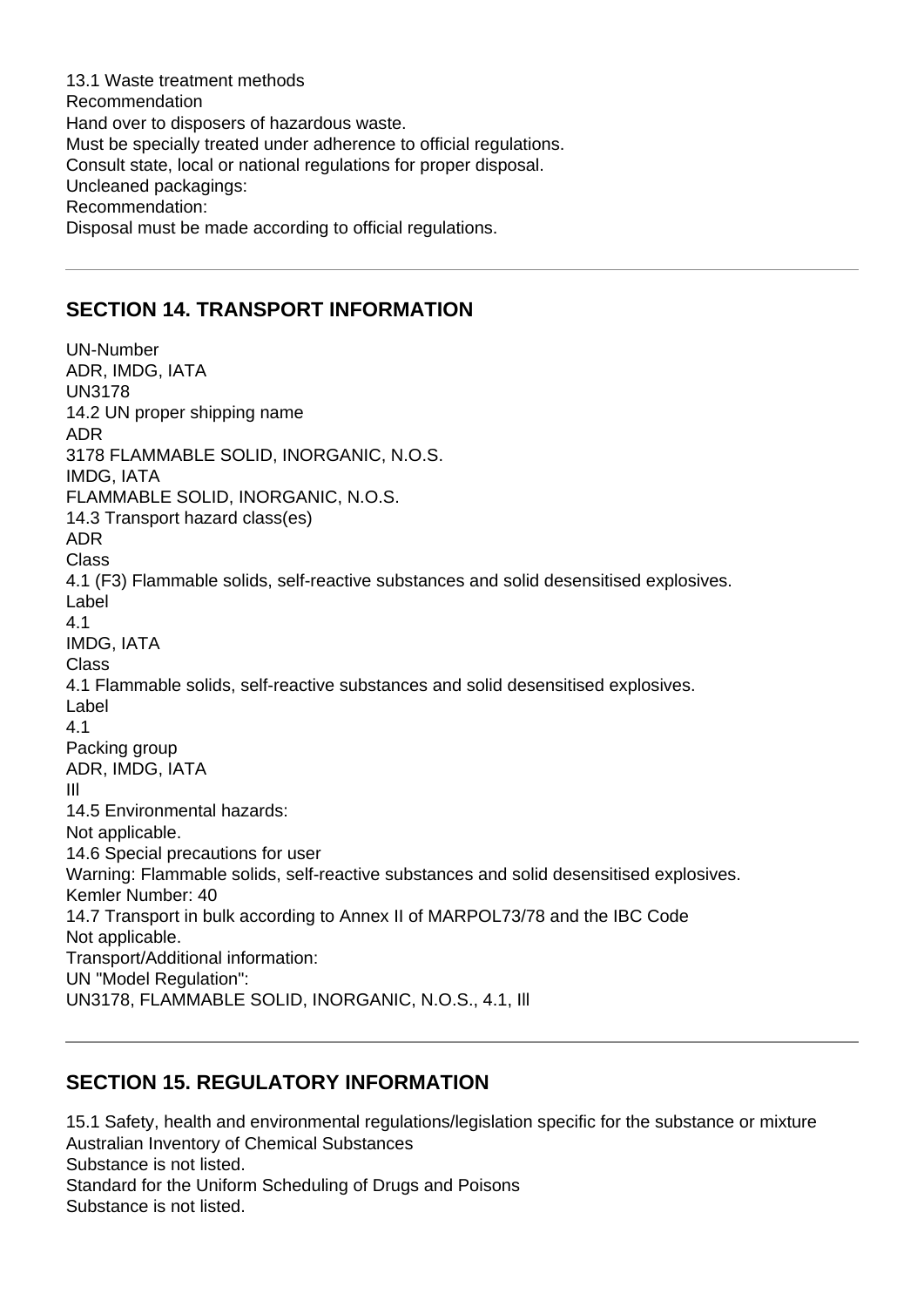13.1 Waste treatment methods
Recommendation
Hand over to disposers of hazardous waste.
Must be specially treated under adherence to official regulations.
Consult state, local or national regulations for proper disposal.
Uncleaned packagings:
Recommendation:
Disposal must be made according to official regulations.

---

## SECTION 14. TRANSPORT INFORMATION

UN-Number
ADR, IMDG, IATA
UN3178
14.2 UN proper shipping name
ADR
3178 FLAMMABLE SOLID, INORGANIC, N.O.S.
IMDG, IATA
FLAMMABLE SOLID, INORGANIC, N.O.S.
14.3 Transport hazard class(es)
ADR
Class
4.1 (F3) Flammable solids, self-reactive substances and solid desensitised explosives.
Label
4.1
IMDG, IATA
Class
4.1 Flammable solids, self-reactive substances and solid desensitised explosives.
Label
4.1
Packing group
ADR, IMDG, IATA
III
14.5 Environmental hazards:
Not applicable.
14.6 Special precautions for user
Warning: Flammable solids, self-reactive substances and solid desensitised explosives.
Kemler Number: 40
14.7 Transport in bulk according to Annex II of MARPOL73/78 and the IBC Code
Not applicable.
Transport/Additional information:
UN "Model Regulation":
UN3178, FLAMMABLE SOLID, INORGANIC, N.O.S., 4.1, III

---

## SECTION 15. REGULATORY INFORMATION

15.1 Safety, health and environmental regulations/legislation specific for the substance or mixture
Australian Inventory of Chemical Substances
Substance is not listed.
Standard for the Uniform Scheduling of Drugs and Poisons
Substance is not listed.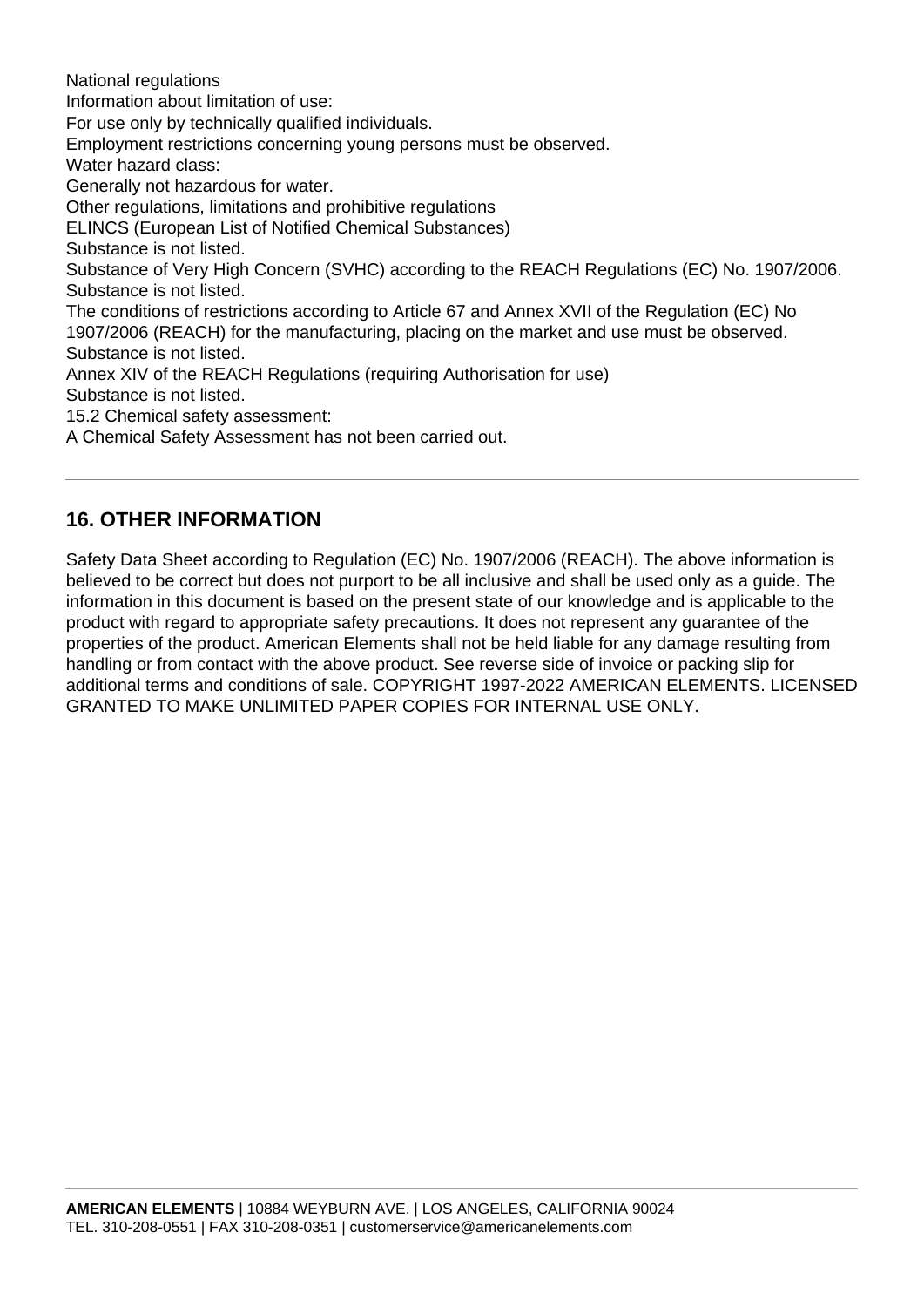National regulations
Information about limitation of use:
For use only by technically qualified individuals.
Employment restrictions concerning young persons must be observed.
Water hazard class:
Generally not hazardous for water.
Other regulations, limitations and prohibitive regulations
ELINCS (European List of Notified Chemical Substances)
Substance is not listed.
Substance of Very High Concern (SVHC) according to the REACH Regulations (EC) No. 1907/2006.
Substance is not listed.
The conditions of restrictions according to Article 67 and Annex XVII of the Regulation (EC) No 1907/2006 (REACH) for the manufacturing, placing on the market and use must be observed.
Substance is not listed.
Annex XIV of the REACH Regulations (requiring Authorisation for use)
Substance is not listed.
15.2 Chemical safety assessment:
A Chemical Safety Assessment has not been carried out.

---

## 16. OTHER INFORMATION

Safety Data Sheet according to Regulation (EC) No. 1907/2006 (REACH). The above information is believed to be correct but does not purport to be all inclusive and shall be used only as a guide. The information in this document is based on the present state of our knowledge and is applicable to the product with regard to appropriate safety precautions. It does not represent any guarantee of the properties of the product. American Elements shall not be held liable for any damage resulting from handling or from contact with the above product. See reverse side of invoice or packing slip for additional terms and conditions of sale. COPYRIGHT 1997-2022 AMERICAN ELEMENTS. LICENSED GRANTED TO MAKE UNLIMITED PAPER COPIES FOR INTERNAL USE ONLY.